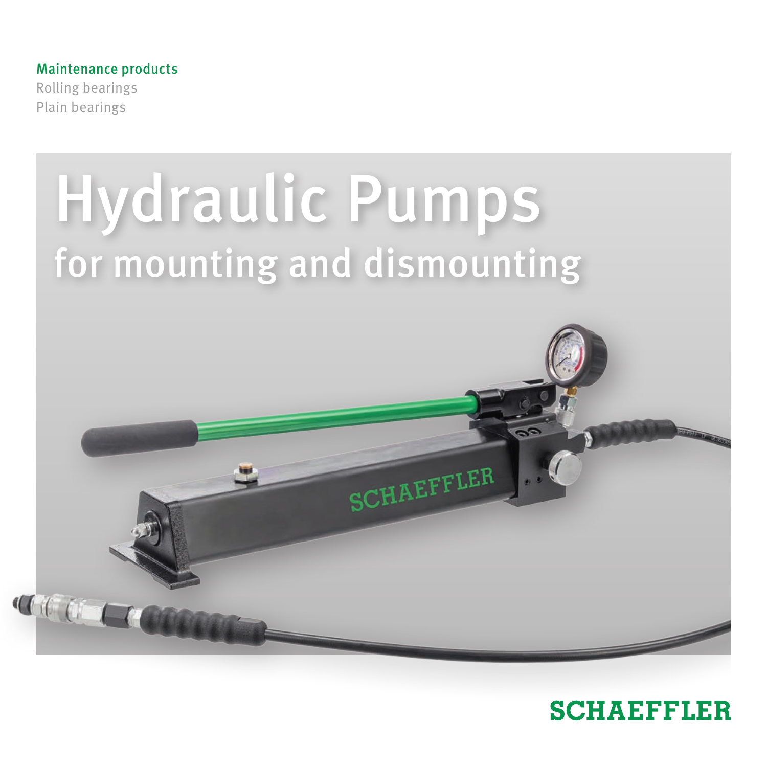Maintenance products
Rolling bearings
Plain bearings

# Hydraulic Pumps

## for mounting and dismounting

SCHAEFFLER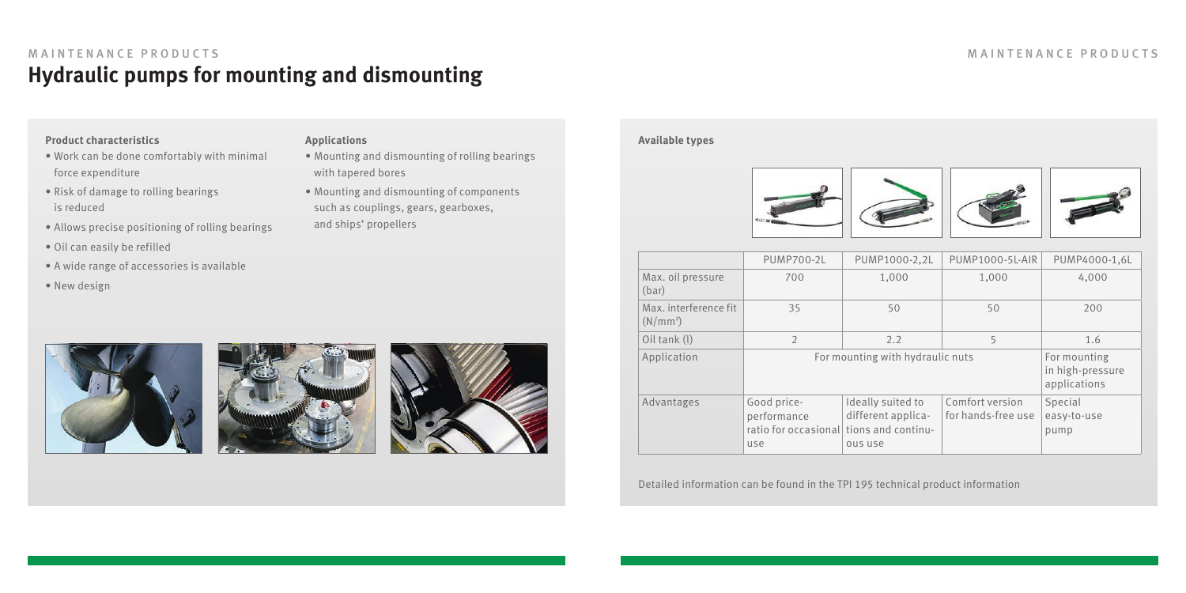# Hydraulic pumps for mounting and dismounting

**Product characteristics**

- Work can be done comfortably with minimal force expenditure
- Risk of damage to rolling bearings is reduced
- Allows precise positioning of rolling bearings
- Oil can easily be refilled
- A wide range of accessories is available
- New design

**Applications**

- Mounting and dismounting of rolling bearings with tapered bores
- Mounting and dismounting of components such as couplings, gears, gearboxes, and ships' propellers

**Available types**

| | PUMP700-2L | PUMP1000-2,2L | PUMP1000-5L-AIR | PUMP4000-1,6L |
|---|---|---|---|---|
| Max. oil pressure (bar) | 700 | 1,000 | 1,000 | 4,000 |
| Max. interference fit ($N/mm^2$) | 35 | 50 | 50 | 200 |
| Oil tank (l) | 2 | 2.2 | 5 | 1.6 |
| Application | For mounting with hydraulic nuts | | | For mounting in high-pressure applications |
| Advantages | Good price-performance ratio for occasional use | Ideally suited to different applications and continuous use | Comfort version for hands-free use | Special easy-to-use pump |

Detailed information can be found in the TPI 195 technical product information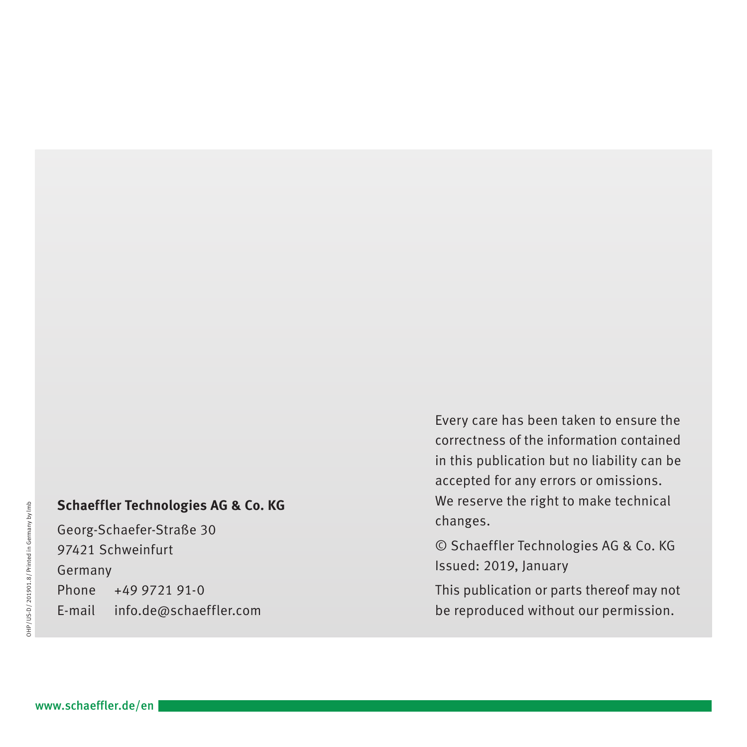**Schaeffler Technologies AG & Co. KG**

Georg-Schaefer-Straße 30
97421 Schweinfurt
Germany
Phone +49 9721 91-0
E-mail info.de@schaeffler.com

Every care has been taken to ensure the correctness of the information contained in this publication but no liability can be accepted for any errors or omissions. We reserve the right to make technical changes.

© Schaeffler Technologies AG & Co. KG
Issued: 2019, January

This publication or parts thereof may not be reproduced without our permission.

OHP / US-D / 201901.8 / Printed in Germany by lmb

www.schaeffler.de/en